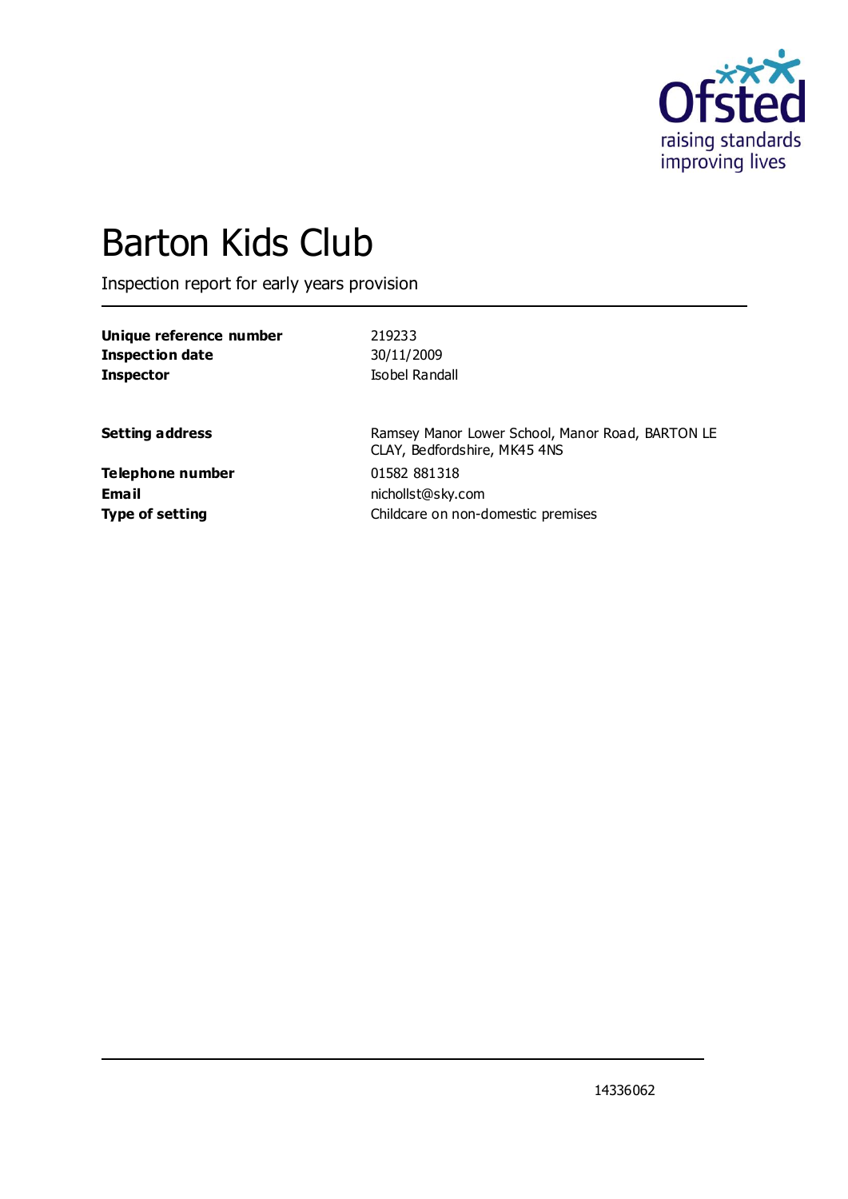Ofsted
raising standards
improving lives

# Barton Kids Club

Inspection report for early years provision

| | |
|---|---|
| **Unique reference number** | 219233 |
| **Inspection date** | 30/11/2009 |
| **Inspector** | Isobel Randall |

| | |
|---|---|
| **Setting address** | Ramsey Manor Lower School, Manor Road, BARTON LE CLAY, Bedfordshire, MK45 4NS |
| **Telephone number** | 01582 881318 |
| **Email** | nichollst@sky.com |
| **Type of setting** | Childcare on non-domestic premises |

14336062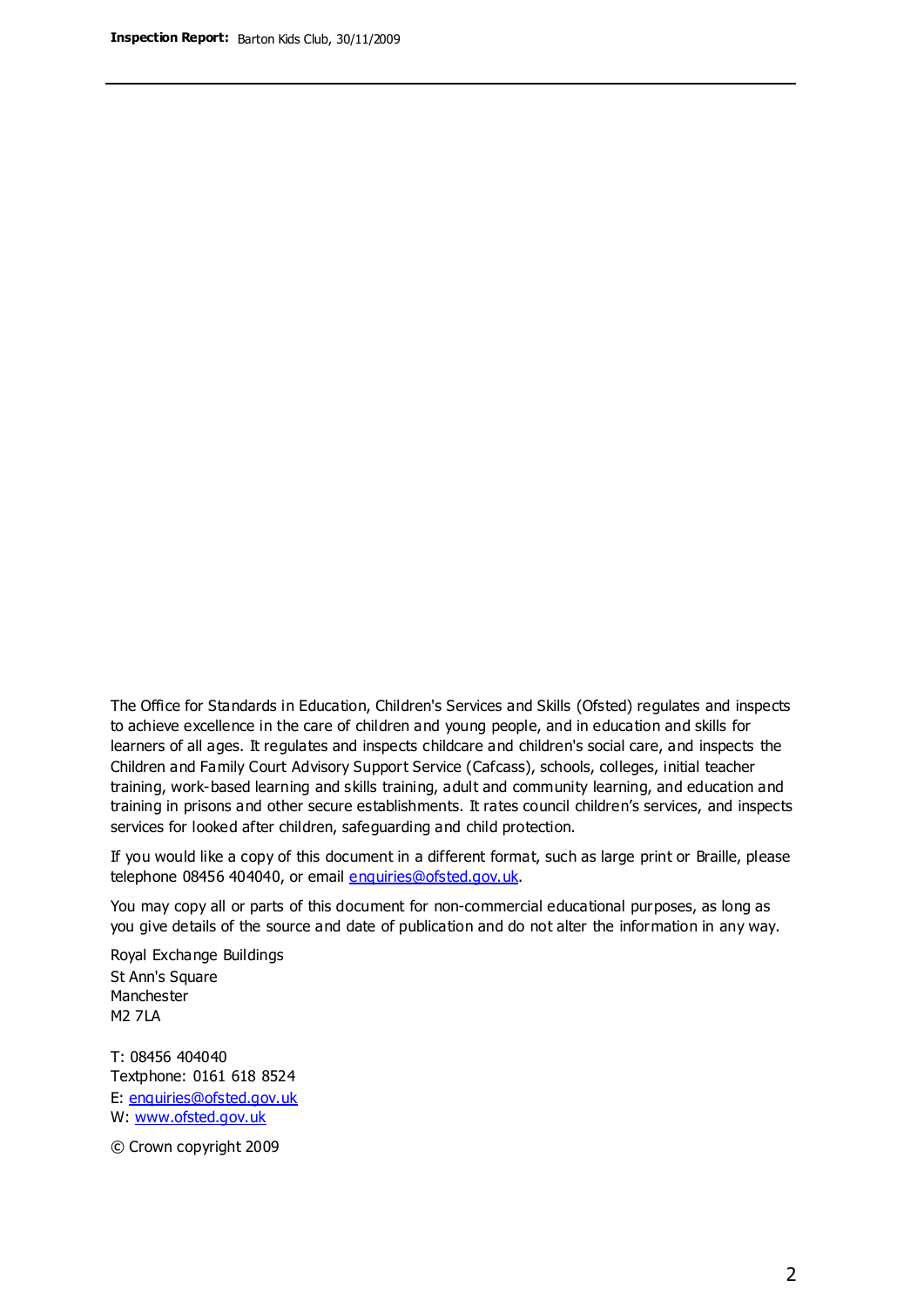The Office for Standards in Education, Children's Services and Skills (Ofsted) regulates and inspects to achieve excellence in the care of children and young people, and in education and skills for learners of all ages. It regulates and inspects childcare and children's social care, and inspects the Children and Family Court Advisory Support Service (Cafcass), schools, colleges, initial teacher training, work-based learning and skills training, adult and community learning, and education and training in prisons and other secure establishments. It rates council children's services, and inspects services for looked after children, safeguarding and child protection.

If you would like a copy of this document in a different format, such as large print or Braille, please telephone 08456 404040, or email enquiries@ofsted.gov.uk.

You may copy all or parts of this document for non-commercial educational purposes, as long as you give details of the source and date of publication and do not alter the information in any way.

Royal Exchange Buildings
St Ann's Square
Manchester
M2 7LA

T: 08456 404040
Textphone: 0161 618 8524
E: enquiries@ofsted.gov.uk
W: www.ofsted.gov.uk

© Crown copyright 2009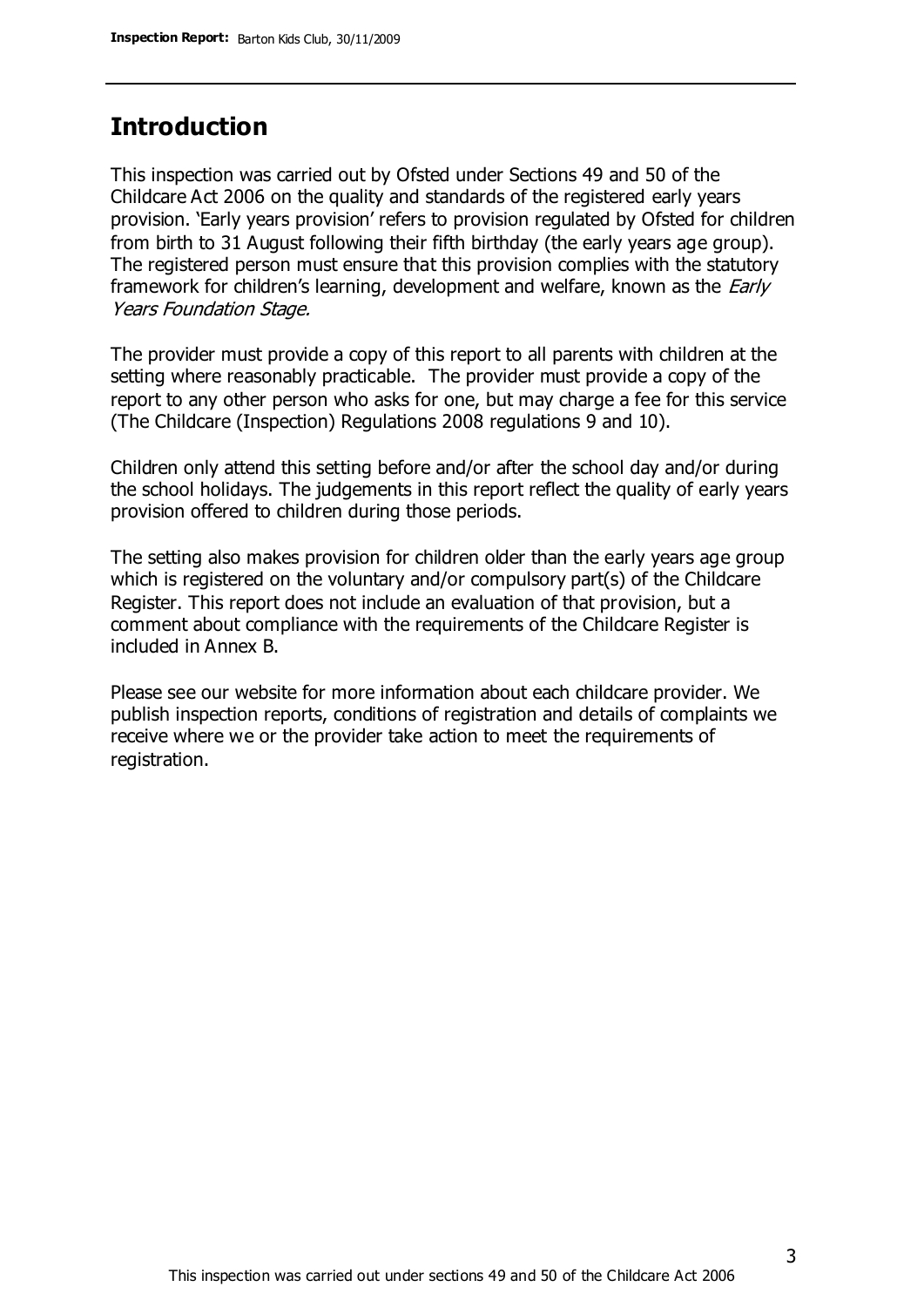## Introduction

This inspection was carried out by Ofsted under Sections 49 and 50 of the Childcare Act 2006 on the quality and standards of the registered early years provision. 'Early years provision' refers to provision regulated by Ofsted for children from birth to 31 August following their fifth birthday (the early years age group). The registered person must ensure that this provision complies with the statutory framework for children's learning, development and welfare, known as the *Early Years Foundation Stage.*

The provider must provide a copy of this report to all parents with children at the setting where reasonably practicable. The provider must provide a copy of the report to any other person who asks for one, but may charge a fee for this service (The Childcare (Inspection) Regulations 2008 regulations 9 and 10).

Children only attend this setting before and/or after the school day and/or during the school holidays. The judgements in this report reflect the quality of early years provision offered to children during those periods.

The setting also makes provision for children older than the early years age group which is registered on the voluntary and/or compulsory part(s) of the Childcare Register. This report does not include an evaluation of that provision, but a comment about compliance with the requirements of the Childcare Register is included in Annex B.

Please see our website for more information about each childcare provider. We publish inspection reports, conditions of registration and details of complaints we receive where we or the provider take action to meet the requirements of registration.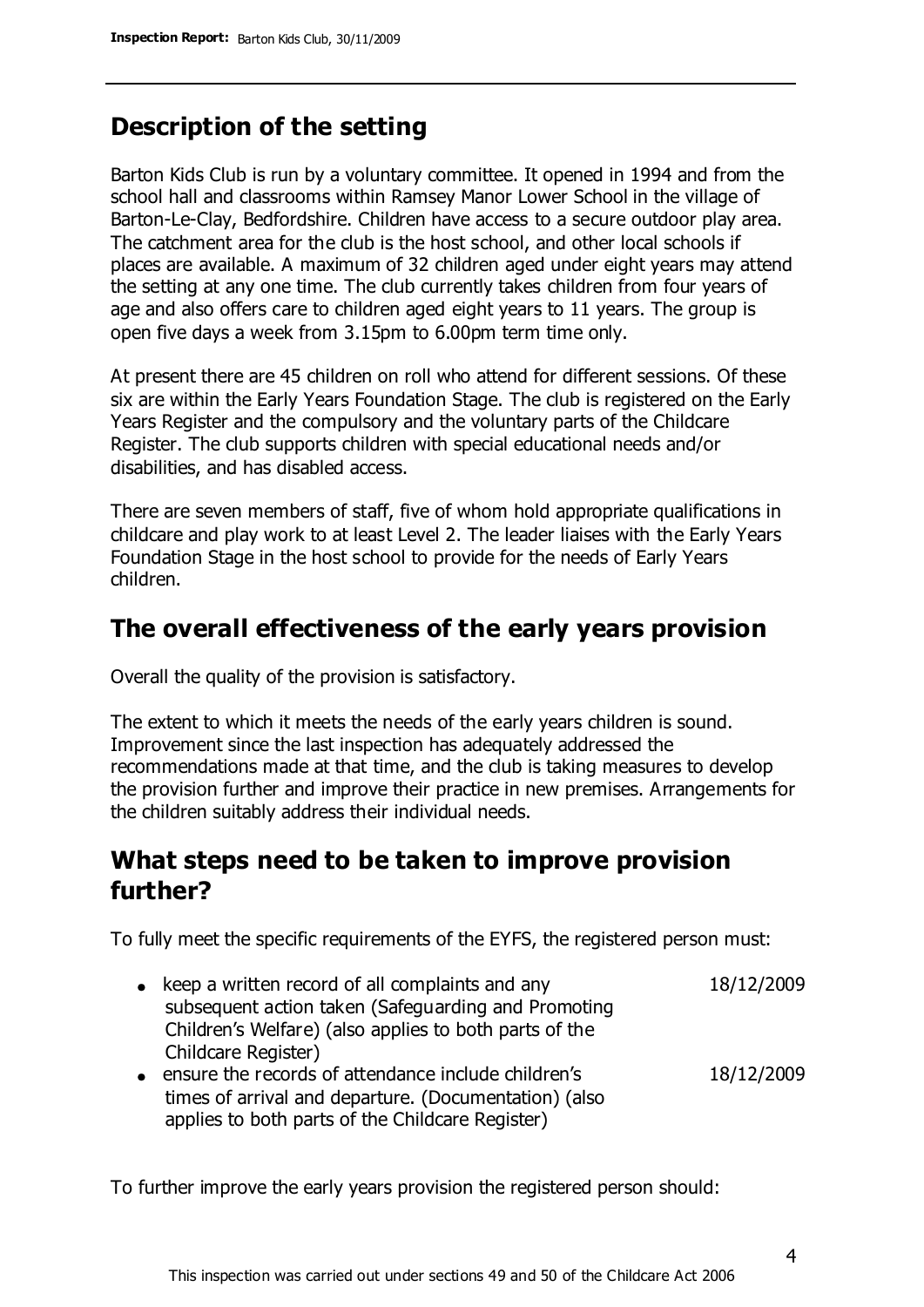## Description of the setting

Barton Kids Club is run by a voluntary committee. It opened in 1994 and from the school hall and classrooms within Ramsey Manor Lower School in the village of Barton-Le-Clay, Bedfordshire. Children have access to a secure outdoor play area. The catchment area for the club is the host school, and other local schools if places are available. A maximum of 32 children aged under eight years may attend the setting at any one time. The club currently takes children from four years of age and also offers care to children aged eight years to 11 years. The group is open five days a week from 3.15pm to 6.00pm term time only.

At present there are 45 children on roll who attend for different sessions. Of these six are within the Early Years Foundation Stage. The club is registered on the Early Years Register and the compulsory and the voluntary parts of the Childcare Register. The club supports children with special educational needs and/or disabilities, and has disabled access.

There are seven members of staff, five of whom hold appropriate qualifications in childcare and play work to at least Level 2. The leader liaises with the Early Years Foundation Stage in the host school to provide for the needs of Early Years children.

## The overall effectiveness of the early years provision

Overall the quality of the provision is satisfactory.

The extent to which it meets the needs of the early years children is sound. Improvement since the last inspection has adequately addressed the recommendations made at that time, and the club is taking measures to develop the provision further and improve their practice in new premises. Arrangements for the children suitably address their individual needs.

## What steps need to be taken to improve provision further?

To fully meet the specific requirements of the EYFS, the registered person must:

| | |
|---|---|
| • keep a written record of all complaints and any subsequent action taken (Safeguarding and Promoting Children's Welfare) (also applies to both parts of the Childcare Register) | 18/12/2009 |
| • ensure the records of attendance include children's times of arrival and departure. (Documentation) (also applies to both parts of the Childcare Register) | 18/12/2009 |

To further improve the early years provision the registered person should: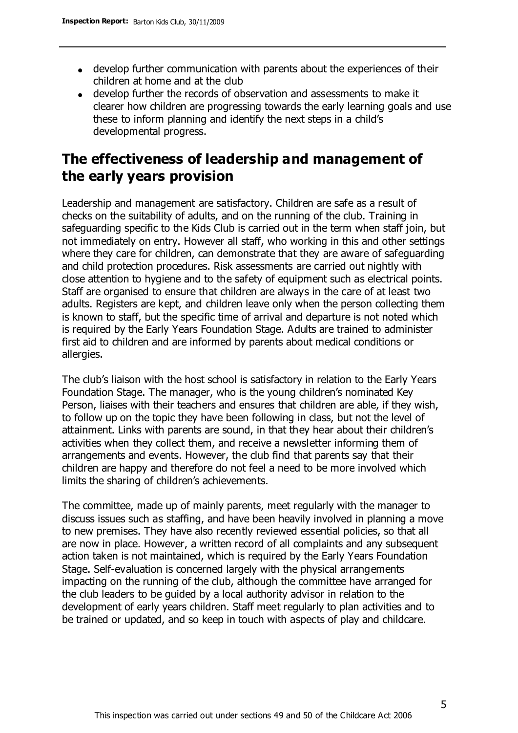- develop further communication with parents about the experiences of their children at home and at the club
- develop further the records of observation and assessments to make it clearer how children are progressing towards the early learning goals and use these to inform planning and identify the next steps in a child's developmental progress.

## The effectiveness of leadership and management of the early years provision

Leadership and management are satisfactory. Children are safe as a result of checks on the suitability of adults, and on the running of the club. Training in safeguarding specific to the Kids Club is carried out in the term when staff join, but not immediately on entry. However all staff, who working in this and other settings where they care for children, can demonstrate that they are aware of safeguarding and child protection procedures. Risk assessments are carried out nightly with close attention to hygiene and to the safety of equipment such as electrical points. Staff are organised to ensure that children are always in the care of at least two adults. Registers are kept, and children leave only when the person collecting them is known to staff, but the specific time of arrival and departure is not noted which is required by the Early Years Foundation Stage. Adults are trained to administer first aid to children and are informed by parents about medical conditions or allergies.

The club's liaison with the host school is satisfactory in relation to the Early Years Foundation Stage. The manager, who is the young children's nominated Key Person, liaises with their teachers and ensures that children are able, if they wish, to follow up on the topic they have been following in class, but not the level of attainment. Links with parents are sound, in that they hear about their children's activities when they collect them, and receive a newsletter informing them of arrangements and events. However, the club find that parents say that their children are happy and therefore do not feel a need to be more involved which limits the sharing of children's achievements.

The committee, made up of mainly parents, meet regularly with the manager to discuss issues such as staffing, and have been heavily involved in planning a move to new premises. They have also recently reviewed essential policies, so that all are now in place. However, a written record of all complaints and any subsequent action taken is not maintained, which is required by the Early Years Foundation Stage. Self-evaluation is concerned largely with the physical arrangements impacting on the running of the club, although the committee have arranged for the club leaders to be guided by a local authority advisor in relation to the development of early years children. Staff meet regularly to plan activities and to be trained or updated, and so keep in touch with aspects of play and childcare.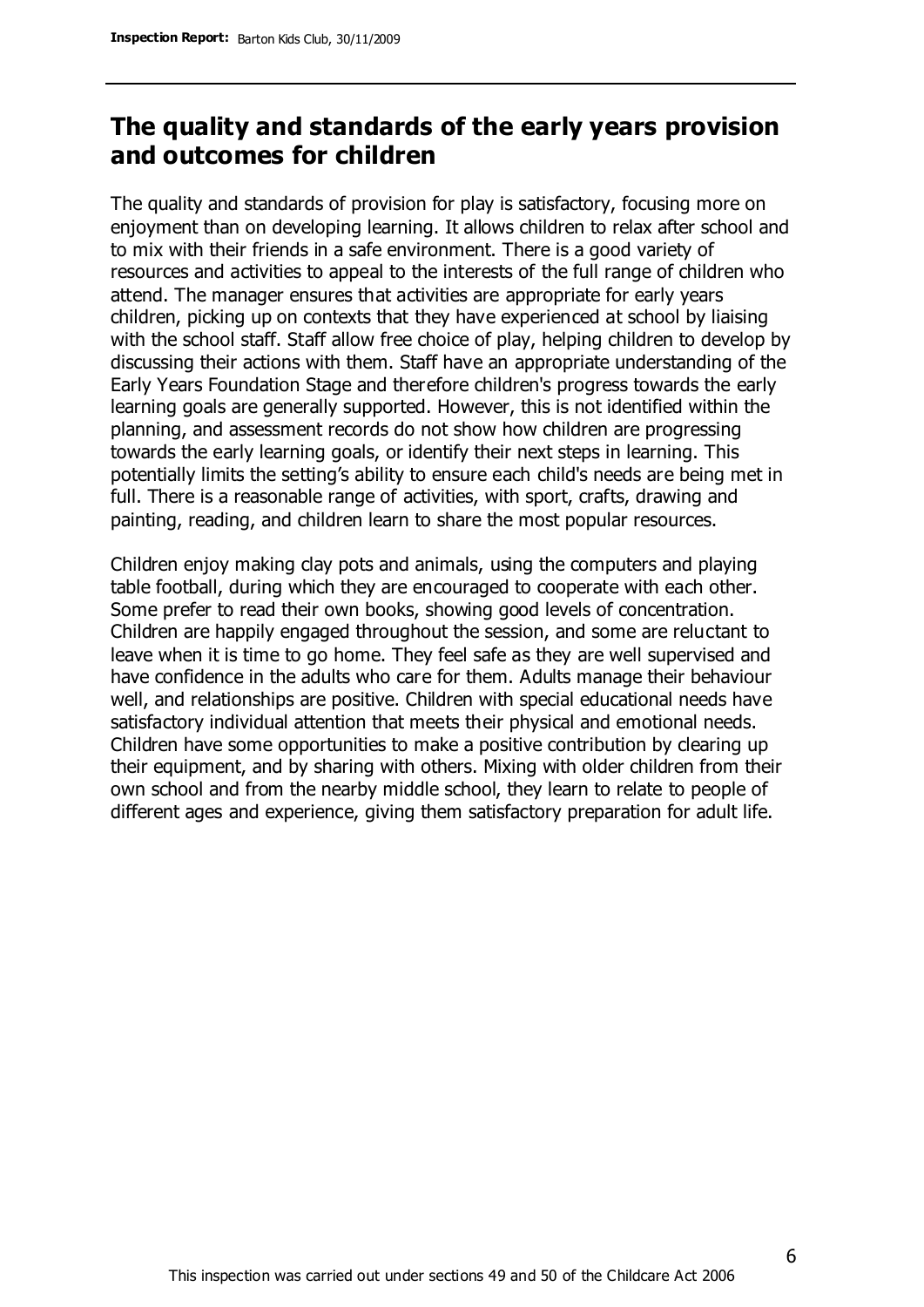## The quality and standards of the early years provision and outcomes for children

The quality and standards of provision for play is satisfactory, focusing more on enjoyment than on developing learning. It allows children to relax after school and to mix with their friends in a safe environment. There is a good variety of resources and activities to appeal to the interests of the full range of children who attend. The manager ensures that activities are appropriate for early years children, picking up on contexts that they have experienced at school by liaising with the school staff. Staff allow free choice of play, helping children to develop by discussing their actions with them. Staff have an appropriate understanding of the Early Years Foundation Stage and therefore children's progress towards the early learning goals are generally supported. However, this is not identified within the planning, and assessment records do not show how children are progressing towards the early learning goals, or identify their next steps in learning. This potentially limits the setting's ability to ensure each child's needs are being met in full. There is a reasonable range of activities, with sport, crafts, drawing and painting, reading, and children learn to share the most popular resources.

Children enjoy making clay pots and animals, using the computers and playing table football, during which they are encouraged to cooperate with each other. Some prefer to read their own books, showing good levels of concentration. Children are happily engaged throughout the session, and some are reluctant to leave when it is time to go home. They feel safe as they are well supervised and have confidence in the adults who care for them. Adults manage their behaviour well, and relationships are positive. Children with special educational needs have satisfactory individual attention that meets their physical and emotional needs. Children have some opportunities to make a positive contribution by clearing up their equipment, and by sharing with others. Mixing with older children from their own school and from the nearby middle school, they learn to relate to people of different ages and experience, giving them satisfactory preparation for adult life.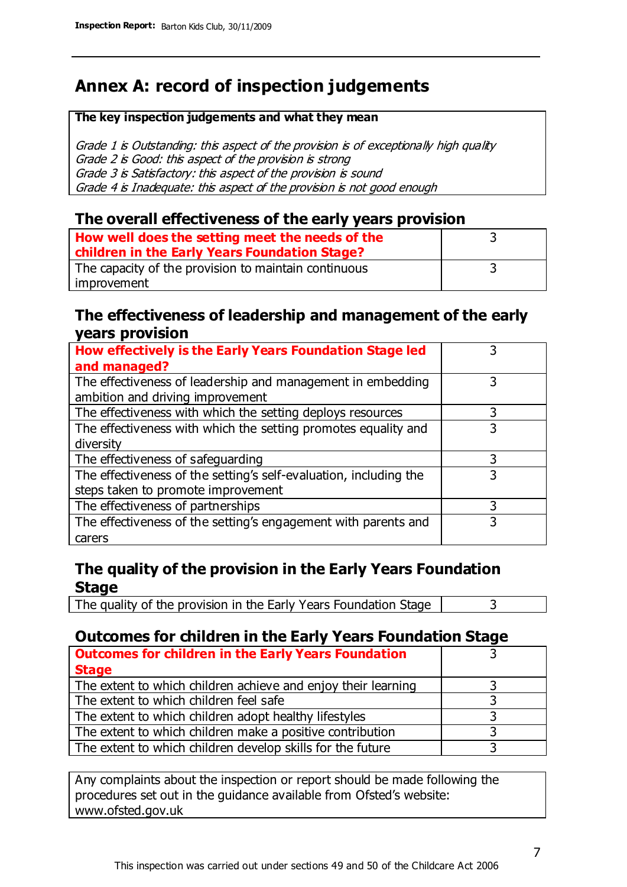# Annex A: record of inspection judgements

| **The key inspection judgements and what they mean** |
|---|
| *Grade 1 is Outstanding: this aspect of the provision is of exceptionally high quality*<br>*Grade 2 is Good: this aspect of the provision is strong*<br>*Grade 3 is Satisfactory: this aspect of the provision is sound*<br>*Grade 4 is Inadequate: this aspect of the provision is not good enough* |

## The overall effectiveness of the early years provision

| | |
|---|---|
| **How well does the setting meet the needs of the children in the Early Years Foundation Stage?** | 3 |
| The capacity of the provision to maintain continuous improvement | 3 |

## The effectiveness of leadership and management of the early years provision

| | |
|---|---|
| **How effectively is the Early Years Foundation Stage led and managed?** | 3 |
| The effectiveness of leadership and management in embedding ambition and driving improvement | 3 |
| The effectiveness with which the setting deploys resources | 3 |
| The effectiveness with which the setting promotes equality and diversity | 3 |
| The effectiveness of safeguarding | 3 |
| The effectiveness of the setting's self-evaluation, including the steps taken to promote improvement | 3 |
| The effectiveness of partnerships | 3 |
| The effectiveness of the setting's engagement with parents and carers | 3 |

## The quality of the provision in the Early Years Foundation Stage

| | |
|---|---|
| The quality of the provision in the Early Years Foundation Stage | 3 |

## Outcomes for children in the Early Years Foundation Stage

| | |
|---|---|
| **Outcomes for children in the Early Years Foundation Stage** | 3 |
| The extent to which children achieve and enjoy their learning | 3 |
| The extent to which children feel safe | 3 |
| The extent to which children adopt healthy lifestyles | 3 |
| The extent to which children make a positive contribution | 3 |
| The extent to which children develop skills for the future | 3 |

Any complaints about the inspection or report should be made following the procedures set out in the guidance available from Ofsted's website: www.ofsted.gov.uk

This inspection was carried out under sections 49 and 50 of the Childcare Act 2006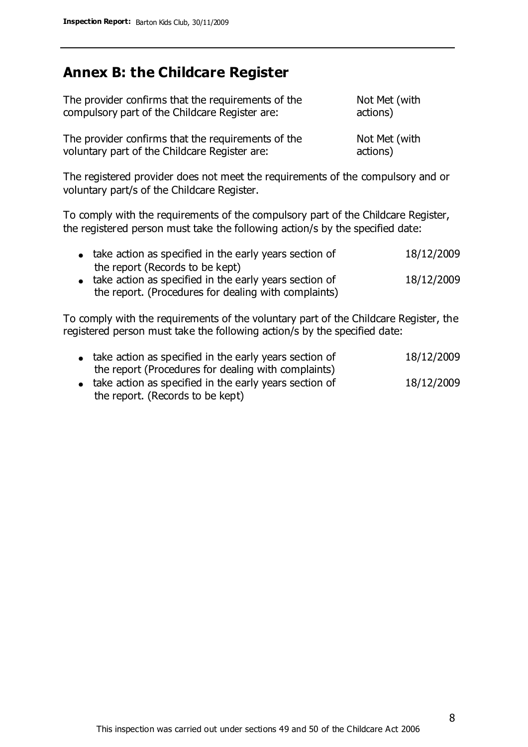## Annex B: the Childcare Register

| | |
|---|---|
| The provider confirms that the requirements of the compulsory part of the Childcare Register are: | Not Met (with actions) |
| The provider confirms that the requirements of the voluntary part of the Childcare Register are: | Not Met (with actions) |

The registered provider does not meet the requirements of the compulsory and or voluntary part/s of the Childcare Register.

To comply with the requirements of the compulsory part of the Childcare Register, the registered person must take the following action/s by the specified date:

| | |
|---|---|
| • take action as specified in the early years section of the report (Records to be kept) | 18/12/2009 |
| • take action as specified in the early years section of the report. (Procedures for dealing with complaints) | 18/12/2009 |

To comply with the requirements of the voluntary part of the Childcare Register, the registered person must take the following action/s by the specified date:

| | |
|---|---|
| • take action as specified in the early years section of the report (Procedures for dealing with complaints) | 18/12/2009 |
| • take action as specified in the early years section of the report. (Records to be kept) | 18/12/2009 |

This inspection was carried out under sections 49 and 50 of the Childcare Act 2006